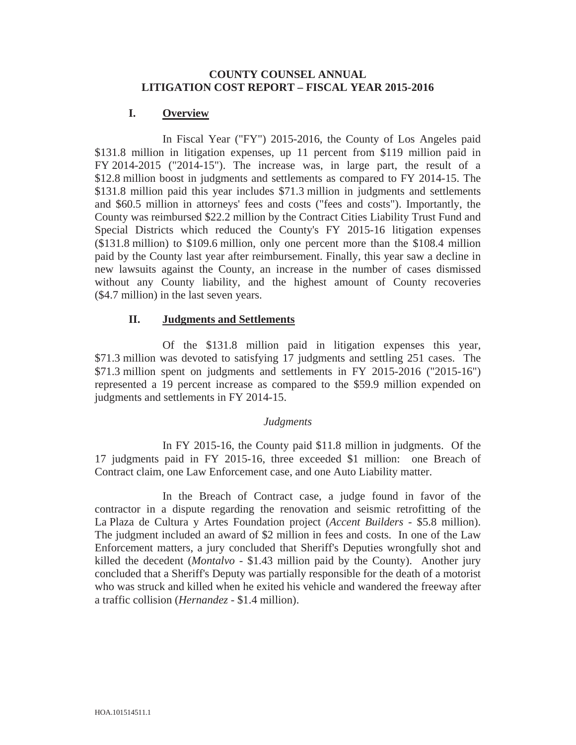# COUNTY COUNSEL ANNUAL LITIGATION COST REPORT – FISCAL YEAR 2015-2016

## I. Overview

In Fiscal Year ("FY") 2015-2016, the County of Los Angeles paid $131.8 million in litigation expenses, up 11 percent from $119 million paid in FY 2014-2015 ("2014-15"). The increase was, in large part, the result of a $12.8 million boost in judgments and settlements as compared to FY 2014-15. The $131.8 million paid this year includes $71.3 million in judgments and settlements and $60.5 million in attorneys' fees and costs ("fees and costs"). Importantly, the County was reimbursed $22.2 million by the Contract Cities Liability Trust Fund and Special Districts which reduced the County's FY 2015-16 litigation expenses ($131.8 million) to $109.6 million, only one percent more than the $108.4 million paid by the County last year after reimbursement. Finally, this year saw a decline in new lawsuits against the County, an increase in the number of cases dismissed without any County liability, and the highest amount of County recoveries ($4.7 million) in the last seven years.

## II. Judgments and Settlements

Of the $131.8 million paid in litigation expenses this year, $71.3 million was devoted to satisfying 17 judgments and settling 251 cases. The $71.3 million spent on judgments and settlements in FY 2015-2016 ("2015-16") represented a 19 percent increase as compared to the $59.9 million expended on judgments and settlements in FY 2014-15.

### *Judgments*

In FY 2015-16, the County paid $11.8 million in judgments. Of the 17 judgments paid in FY 2015-16, three exceeded $1 million: one Breach of Contract claim, one Law Enforcement case, and one Auto Liability matter.

In the Breach of Contract case, a judge found in favor of the contractor in a dispute regarding the renovation and seismic retrofitting of the La Plaza de Cultura y Artes Foundation project (*Accent Builders* - $5.8 million). The judgment included an award of $2 million in fees and costs. In one of the Law Enforcement matters, a jury concluded that Sheriff's Deputies wrongfully shot and killed the decedent (*Montalvo* - $1.43 million paid by the County). Another jury concluded that a Sheriff's Deputy was partially responsible for the death of a motorist who was struck and killed when he exited his vehicle and wandered the freeway after a traffic collision (*Hernandez* - $1.4 million).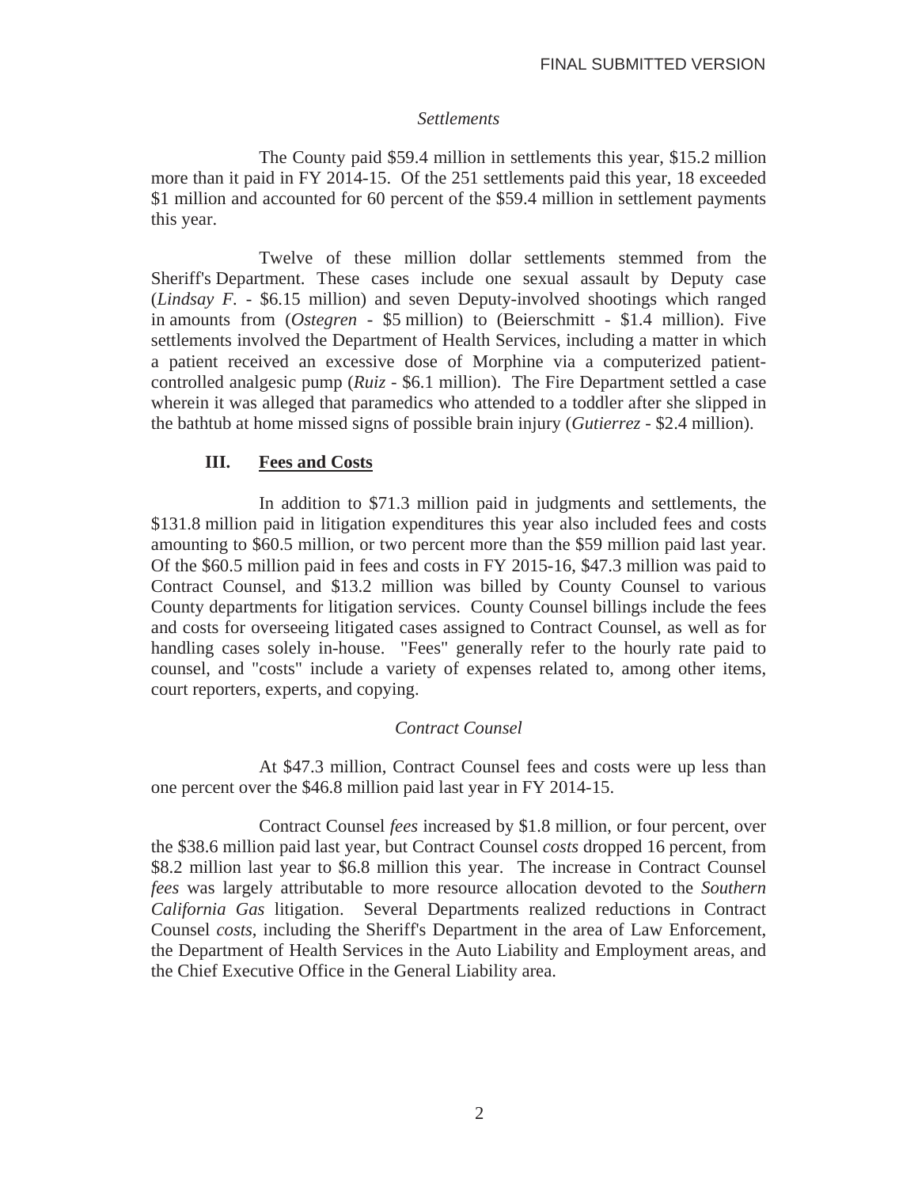*Settlements*

The County paid $59.4 million in settlements this year, $15.2 million more than it paid in FY 2014-15. Of the 251 settlements paid this year, 18 exceeded $1 million and accounted for 60 percent of the $59.4 million in settlement payments this year.

Twelve of these million dollar settlements stemmed from the Sheriff's Department. These cases include one sexual assault by Deputy case (*Lindsay F.* - $6.15 million) and seven Deputy-involved shootings which ranged in amounts from (*Ostegren* - $5 million) to (Beierschmitt - $1.4 million). Five settlements involved the Department of Health Services, including a matter in which a patient received an excessive dose of Morphine via a computerized patient-controlled analgesic pump (*Ruiz* - $6.1 million). The Fire Department settled a case wherein it was alleged that paramedics who attended to a toddler after she slipped in the bathtub at home missed signs of possible brain injury (*Gutierrez* - $2.4 million).

## III. Fees and Costs

In addition to $71.3 million paid in judgments and settlements, the $131.8 million paid in litigation expenditures this year also included fees and costs amounting to $60.5 million, or two percent more than the $59 million paid last year. Of the $60.5 million paid in fees and costs in FY 2015-16, $47.3 million was paid to Contract Counsel, and $13.2 million was billed by County Counsel to various County departments for litigation services. County Counsel billings include the fees and costs for overseeing litigated cases assigned to Contract Counsel, as well as for handling cases solely in-house. "Fees" generally refer to the hourly rate paid to counsel, and "costs" include a variety of expenses related to, among other items, court reporters, experts, and copying.

*Contract Counsel*

At $47.3 million, Contract Counsel fees and costs were up less than one percent over the $46.8 million paid last year in FY 2014-15.

Contract Counsel *fees* increased by $1.8 million, or four percent, over the $38.6 million paid last year, but Contract Counsel *costs* dropped 16 percent, from $8.2 million last year to $6.8 million this year. The increase in Contract Counsel *fees* was largely attributable to more resource allocation devoted to the *Southern California Gas* litigation. Several Departments realized reductions in Contract Counsel *costs*, including the Sheriff's Department in the area of Law Enforcement, the Department of Health Services in the Auto Liability and Employment areas, and the Chief Executive Office in the General Liability area.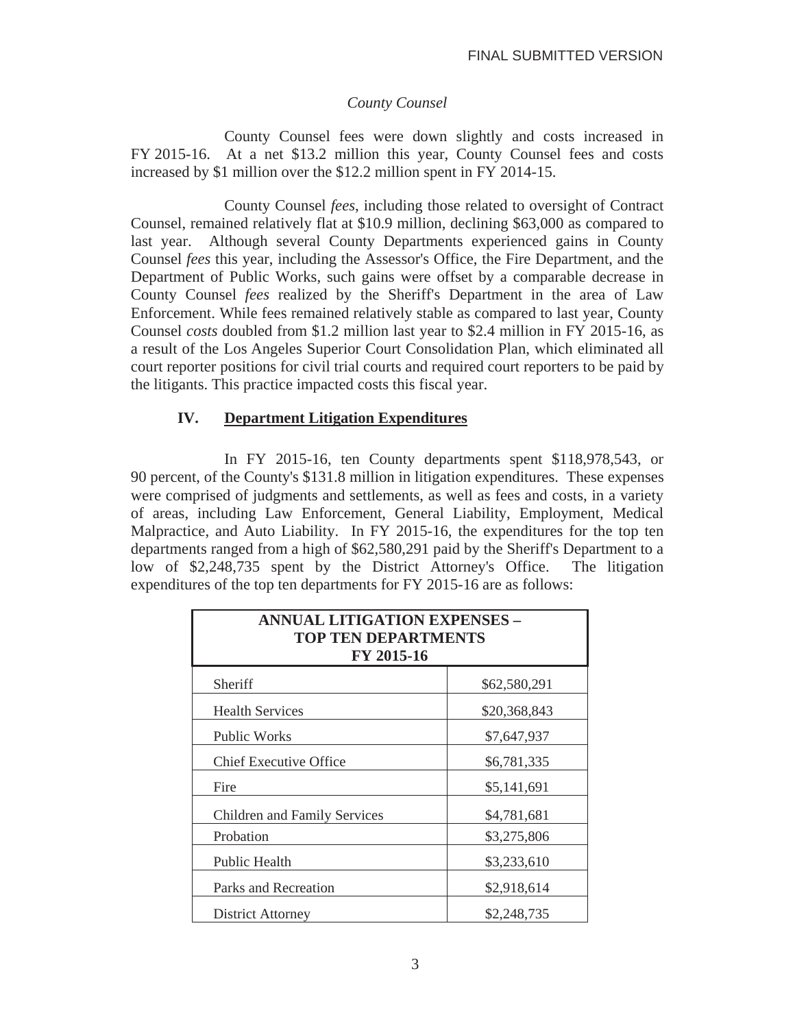*County Counsel*

County Counsel fees were down slightly and costs increased in FY 2015-16. At a net $13.2 million this year, County Counsel fees and costs increased by $1 million over the $12.2 million spent in FY 2014-15.

County Counsel *fees*, including those related to oversight of Contract Counsel, remained relatively flat at $10.9 million, declining $63,000 as compared to last year. Although several County Departments experienced gains in County Counsel *fees* this year, including the Assessor's Office, the Fire Department, and the Department of Public Works, such gains were offset by a comparable decrease in County Counsel *fees* realized by the Sheriff's Department in the area of Law Enforcement. While fees remained relatively stable as compared to last year, County Counsel *costs* doubled from $1.2 million last year to $2.4 million in FY 2015-16, as a result of the Los Angeles Superior Court Consolidation Plan, which eliminated all court reporter positions for civil trial courts and required court reporters to be paid by the litigants. This practice impacted costs this fiscal year.

## IV. Department Litigation Expenditures

In FY 2015-16, ten County departments spent $118,978,543, or 90 percent, of the County's $131.8 million in litigation expenditures. These expenses were comprised of judgments and settlements, as well as fees and costs, in a variety of areas, including Law Enforcement, General Liability, Employment, Medical Malpractice, and Auto Liability. In FY 2015-16, the expenditures for the top ten departments ranged from a high of $62,580,291 paid by the Sheriff's Department to a low of $2,248,735 spent by the District Attorney's Office. The litigation expenditures of the top ten departments for FY 2015-16 are as follows:

| **ANNUAL LITIGATION EXPENSES – TOP TEN DEPARTMENTS FY 2015-16** | |
|---|---|
| Sheriff | $62,580,291 |
| Health Services | $20,368,843 |
| Public Works | $7,647,937 |
| Chief Executive Office | $6,781,335 |
| Fire | $5,141,691 |
| Children and Family Services | $4,781,681 |
| Probation | $3,275,806 |
| Public Health | $3,233,610 |
| Parks and Recreation | $2,918,614 |
| District Attorney | $2,248,735 |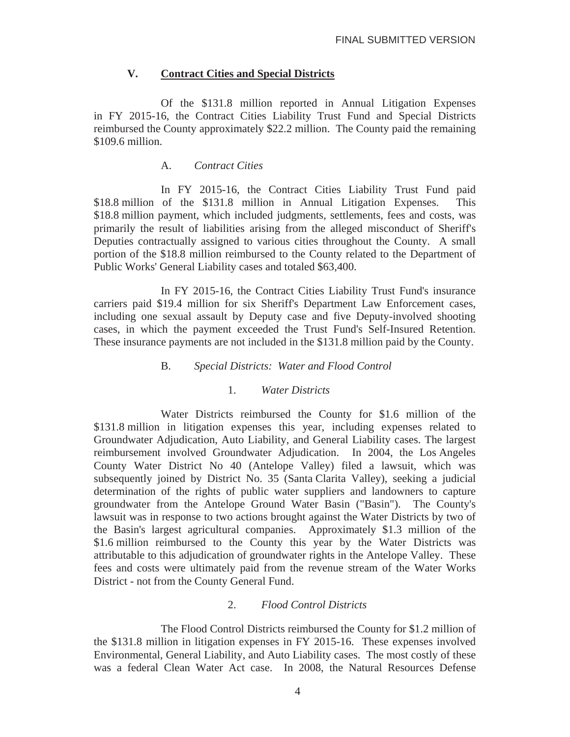## V. Contract Cities and Special Districts

Of the $131.8 million reported in Annual Litigation Expenses in FY 2015-16, the Contract Cities Liability Trust Fund and Special Districts reimbursed the County approximately $22.2 million. The County paid the remaining $109.6 million.

### A. *Contract Cities*

In FY 2015-16, the Contract Cities Liability Trust Fund paid $18.8 million of the $131.8 million in Annual Litigation Expenses. This $18.8 million payment, which included judgments, settlements, fees and costs, was primarily the result of liabilities arising from the alleged misconduct of Sheriff's Deputies contractually assigned to various cities throughout the County. A small portion of the $18.8 million reimbursed to the County related to the Department of Public Works' General Liability cases and totaled $63,400.

In FY 2015-16, the Contract Cities Liability Trust Fund's insurance carriers paid $19.4 million for six Sheriff's Department Law Enforcement cases, including one sexual assault by Deputy case and five Deputy-involved shooting cases, in which the payment exceeded the Trust Fund's Self-Insured Retention. These insurance payments are not included in the $131.8 million paid by the County.

### B. *Special Districts: Water and Flood Control*

#### 1. *Water Districts*

Water Districts reimbursed the County for $1.6 million of the $131.8 million in litigation expenses this year, including expenses related to Groundwater Adjudication, Auto Liability, and General Liability cases. The largest reimbursement involved Groundwater Adjudication. In 2004, the Los Angeles County Water District No 40 (Antelope Valley) filed a lawsuit, which was subsequently joined by District No. 35 (Santa Clarita Valley), seeking a judicial determination of the rights of public water suppliers and landowners to capture groundwater from the Antelope Ground Water Basin ("Basin"). The County's lawsuit was in response to two actions brought against the Water Districts by two of the Basin's largest agricultural companies. Approximately $1.3 million of the $1.6 million reimbursed to the County this year by the Water Districts was attributable to this adjudication of groundwater rights in the Antelope Valley. These fees and costs were ultimately paid from the revenue stream of the Water Works District - not from the County General Fund.

#### 2. *Flood Control Districts*

The Flood Control Districts reimbursed the County for $1.2 million of the $131.8 million in litigation expenses in FY 2015-16. These expenses involved Environmental, General Liability, and Auto Liability cases. The most costly of these was a federal Clean Water Act case. In 2008, the Natural Resources Defense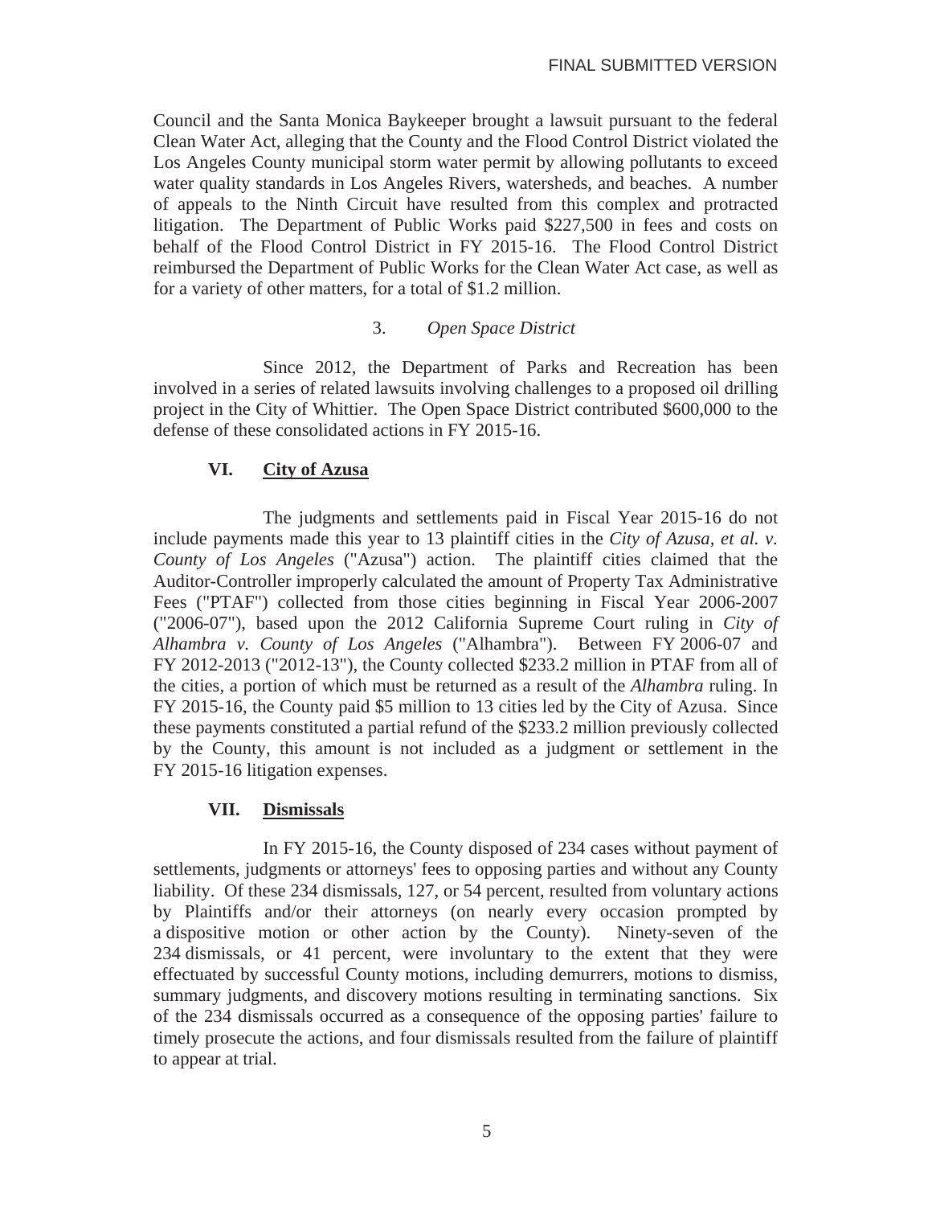Council and the Santa Monica Baykeeper brought a lawsuit pursuant to the federal Clean Water Act, alleging that the County and the Flood Control District violated the Los Angeles County municipal storm water permit by allowing pollutants to exceed water quality standards in Los Angeles Rivers, watersheds, and beaches. A number of appeals to the Ninth Circuit have resulted from this complex and protracted litigation. The Department of Public Works paid $227,500 in fees and costs on behalf of the Flood Control District in FY 2015-16. The Flood Control District reimbursed the Department of Public Works for the Clean Water Act case, as well as for a variety of other matters, for a total of $1.2 million.

### 3. *Open Space District*

Since 2012, the Department of Parks and Recreation has been involved in a series of related lawsuits involving challenges to a proposed oil drilling project in the City of Whittier. The Open Space District contributed $600,000 to the defense of these consolidated actions in FY 2015-16.

## VI. City of Azusa

The judgments and settlements paid in Fiscal Year 2015-16 do not include payments made this year to 13 plaintiff cities in the *City of Azusa, et al. v. County of Los Angeles* ("Azusa") action. The plaintiff cities claimed that the Auditor-Controller improperly calculated the amount of Property Tax Administrative Fees ("PTAF") collected from those cities beginning in Fiscal Year 2006-2007 ("2006-07"), based upon the 2012 California Supreme Court ruling in *City of Alhambra v. County of Los Angeles* ("Alhambra"). Between FY 2006-07 and FY 2012-2013 ("2012-13"), the County collected $233.2 million in PTAF from all of the cities, a portion of which must be returned as a result of the *Alhambra* ruling. In FY 2015-16, the County paid $5 million to 13 cities led by the City of Azusa. Since these payments constituted a partial refund of the $233.2 million previously collected by the County, this amount is not included as a judgment or settlement in the FY 2015-16 litigation expenses.

## VII. Dismissals

In FY 2015-16, the County disposed of 234 cases without payment of settlements, judgments or attorneys' fees to opposing parties and without any County liability. Of these 234 dismissals, 127, or 54 percent, resulted from voluntary actions by Plaintiffs and/or their attorneys (on nearly every occasion prompted by a dispositive motion or other action by the County). Ninety-seven of the 234 dismissals, or 41 percent, were involuntary to the extent that they were effectuated by successful County motions, including demurrers, motions to dismiss, summary judgments, and discovery motions resulting in terminating sanctions. Six of the 234 dismissals occurred as a consequence of the opposing parties' failure to timely prosecute the actions, and four dismissals resulted from the failure of plaintiff to appear at trial.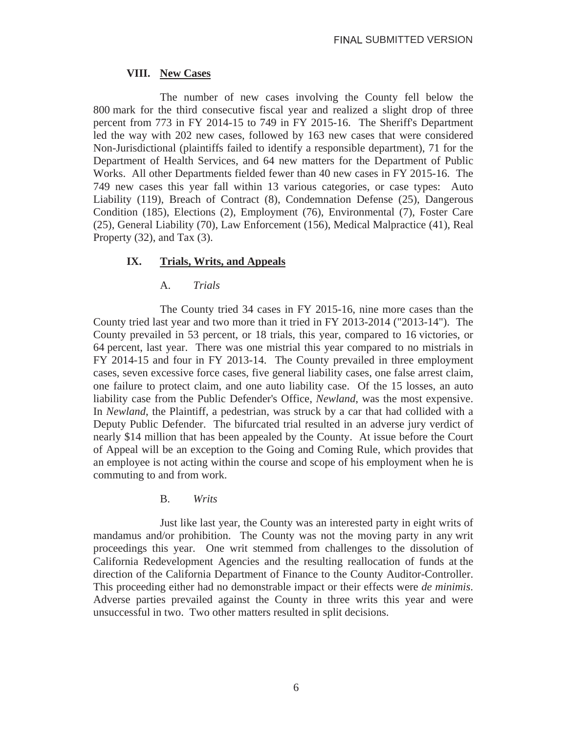## VIII. New Cases

The number of new cases involving the County fell below the 800 mark for the third consecutive fiscal year and realized a slight drop of three percent from 773 in FY 2014-15 to 749 in FY 2015-16. The Sheriff's Department led the way with 202 new cases, followed by 163 new cases that were considered Non-Jurisdictional (plaintiffs failed to identify a responsible department), 71 for the Department of Health Services, and 64 new matters for the Department of Public Works. All other Departments fielded fewer than 40 new cases in FY 2015-16. The 749 new cases this year fall within 13 various categories, or case types: Auto Liability (119), Breach of Contract (8), Condemnation Defense (25), Dangerous Condition (185), Elections (2), Employment (76), Environmental (7), Foster Care (25), General Liability (70), Law Enforcement (156), Medical Malpractice (41), Real Property (32), and Tax (3).

## IX. Trials, Writs, and Appeals

### A. *Trials*

The County tried 34 cases in FY 2015-16, nine more cases than the County tried last year and two more than it tried in FY 2013-2014 ("2013-14"). The County prevailed in 53 percent, or 18 trials, this year, compared to 16 victories, or 64 percent, last year. There was one mistrial this year compared to no mistrials in FY 2014-15 and four in FY 2013-14. The County prevailed in three employment cases, seven excessive force cases, five general liability cases, one false arrest claim, one failure to protect claim, and one auto liability case. Of the 15 losses, an auto liability case from the Public Defender's Office, *Newland*, was the most expensive. In *Newland*, the Plaintiff, a pedestrian, was struck by a car that had collided with a Deputy Public Defender. The bifurcated trial resulted in an adverse jury verdict of nearly $14 million that has been appealed by the County. At issue before the Court of Appeal will be an exception to the Going and Coming Rule, which provides that an employee is not acting within the course and scope of his employment when he is commuting to and from work.

### B. *Writs*

Just like last year, the County was an interested party in eight writs of mandamus and/or prohibition. The County was not the moving party in any writ proceedings this year. One writ stemmed from challenges to the dissolution of California Redevelopment Agencies and the resulting reallocation of funds at the direction of the California Department of Finance to the County Auditor-Controller. This proceeding either had no demonstrable impact or their effects were *de minimis*. Adverse parties prevailed against the County in three writs this year and were unsuccessful in two. Two other matters resulted in split decisions.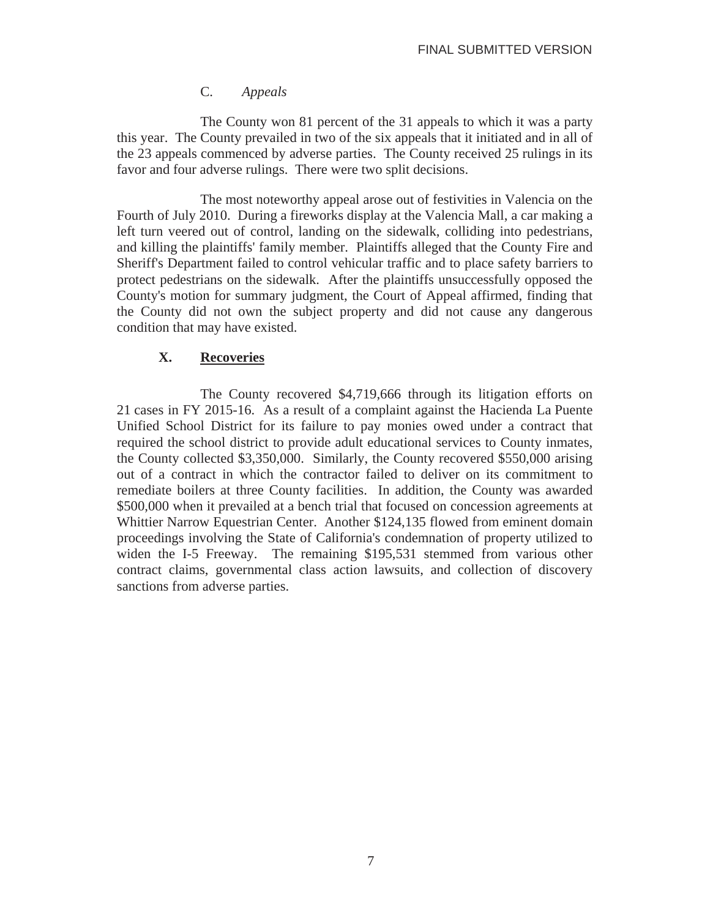### C. *Appeals*

The County won 81 percent of the 31 appeals to which it was a party this year. The County prevailed in two of the six appeals that it initiated and in all of the 23 appeals commenced by adverse parties. The County received 25 rulings in its favor and four adverse rulings. There were two split decisions.

The most noteworthy appeal arose out of festivities in Valencia on the Fourth of July 2010. During a fireworks display at the Valencia Mall, a car making a left turn veered out of control, landing on the sidewalk, colliding into pedestrians, and killing the plaintiffs' family member. Plaintiffs alleged that the County Fire and Sheriff's Department failed to control vehicular traffic and to place safety barriers to protect pedestrians on the sidewalk. After the plaintiffs unsuccessfully opposed the County's motion for summary judgment, the Court of Appeal affirmed, finding that the County did not own the subject property and did not cause any dangerous condition that may have existed.

## X. <u>Recoveries</u>

The County recovered $4,719,666 through its litigation efforts on 21 cases in FY 2015-16. As a result of a complaint against the Hacienda La Puente Unified School District for its failure to pay monies owed under a contract that required the school district to provide adult educational services to County inmates, the County collected $3,350,000. Similarly, the County recovered $550,000 arising out of a contract in which the contractor failed to deliver on its commitment to remediate boilers at three County facilities. In addition, the County was awarded $500,000 when it prevailed at a bench trial that focused on concession agreements at Whittier Narrow Equestrian Center. Another $124,135 flowed from eminent domain proceedings involving the State of California's condemnation of property utilized to widen the I-5 Freeway. The remaining $195,531 stemmed from various other contract claims, governmental class action lawsuits, and collection of discovery sanctions from adverse parties.